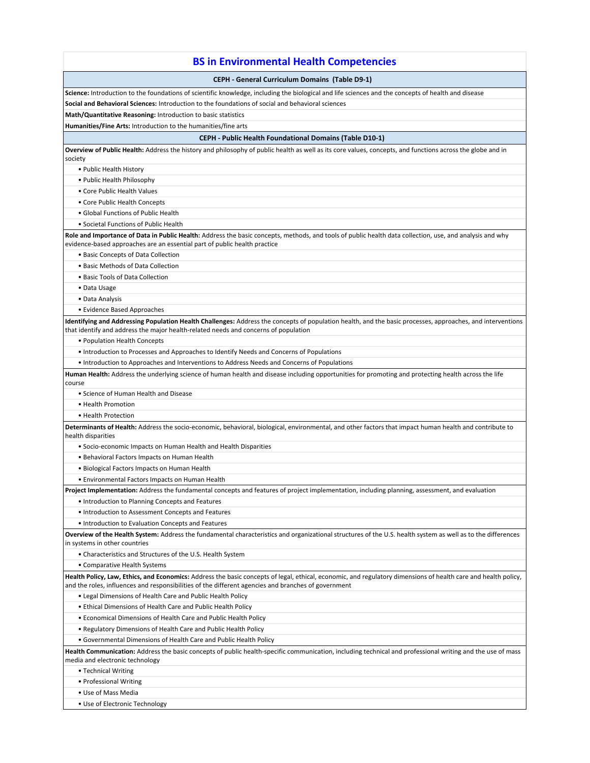# BS in Environmental Health Competencies

## CEPH - General Curriculum Domains (Table D9-1)

**Science:** Introduction to the foundations of scientific knowledge, including the biological and life sciences and the concepts of health and disease

**Social and Behavioral Sciences:** Introduction to the foundations of social and behavioral sciences

**Math/Quantitative Reasoning:** Introduction to basic statistics

**Humanities/Fine Arts:** Introduction to the humanities/fine arts

## CEPH - Public Health Foundational Domains (Table D10-1)

**Overview of Public Health:** Address the history and philosophy of public health as well as its core values, concepts, and functions across the globe and in society

- Public Health History
- Public Health Philosophy
- Core Public Health Values
- Core Public Health Concepts
- Global Functions of Public Health
- Societal Functions of Public Health

**Role and Importance of Data in Public Health:** Address the basic concepts, methods, and tools of public health data collection, use, and analysis and why evidence-based approaches are an essential part of public health practice

- Basic Concepts of Data Collection
- Basic Methods of Data Collection
- Basic Tools of Data Collection
- Data Usage
- Data Analysis
- Evidence Based Approaches

**Identifying and Addressing Population Health Challenges:** Address the concepts of population health, and the basic processes, approaches, and interventions that identify and address the major health-related needs and concerns of population

- Population Health Concepts
- Introduction to Processes and Approaches to Identify Needs and Concerns of Populations
- Introduction to Approaches and Interventions to Address Needs and Concerns of Populations

**Human Health:** Address the underlying science of human health and disease including opportunities for promoting and protecting health across the life course

- Science of Human Health and Disease
- Health Promotion
- Health Protection

**Determinants of Health:** Address the socio-economic, behavioral, biological, environmental, and other factors that impact human health and contribute to health disparities

- Socio-economic Impacts on Human Health and Health Disparities
- Behavioral Factors Impacts on Human Health
- Biological Factors Impacts on Human Health
- Environmental Factors Impacts on Human Health

**Project Implementation:** Address the fundamental concepts and features of project implementation, including planning, assessment, and evaluation

- Introduction to Planning Concepts and Features
- Introduction to Assessment Concepts and Features
- Introduction to Evaluation Concepts and Features

**Overview of the Health System:** Address the fundamental characteristics and organizational structures of the U.S. health system as well as to the differences in systems in other countries

- Characteristics and Structures of the U.S. Health System
- Comparative Health Systems

**Health Policy, Law, Ethics, and Economics:** Address the basic concepts of legal, ethical, economic, and regulatory dimensions of health care and health policy, and the roles, influences and responsibilities of the different agencies and branches of government

- Legal Dimensions of Health Care and Public Health Policy
- Ethical Dimensions of Health Care and Public Health Policy
- Economical Dimensions of Health Care and Public Health Policy
- Regulatory Dimensions of Health Care and Public Health Policy
- Governmental Dimensions of Health Care and Public Health Policy

**Health Communication:** Address the basic concepts of public health-specific communication, including technical and professional writing and the use of mass media and electronic technology

- Technical Writing
- Professional Writing
- Use of Mass Media
- Use of Electronic Technology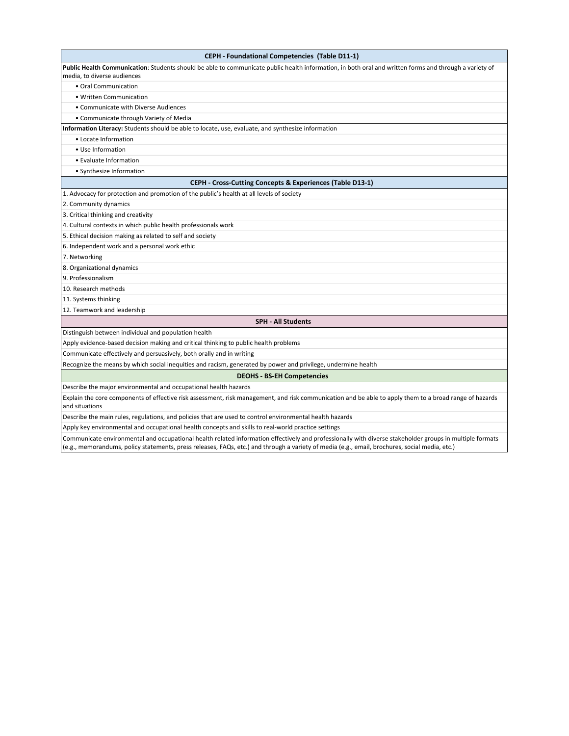| CEPH - Foundational Competencies (Table D11-1) |
|---|
| **Public Health Communication**: Students should be able to communicate public health information, in both oral and written forms and through a variety of media, to diverse audiences |
| • Oral Communication |
| • Written Communication |
| • Communicate with Diverse Audiences |
| • Communicate through Variety of Media |
| **Information Literacy:** Students should be able to locate, use, evaluate, and synthesize information |
| • Locate Information |
| • Use Information |
| • Evaluate Information |
| • Synthesize Information |
| **CEPH - Cross-Cutting Concepts & Experiences (Table D13-1)** |
| 1. Advocacy for protection and promotion of the public's health at all levels of society |
| 2. Community dynamics |
| 3. Critical thinking and creativity |
| 4. Cultural contexts in which public health professionals work |
| 5. Ethical decision making as related to self and society |
| 6. Independent work and a personal work ethic |
| 7. Networking |
| 8. Organizational dynamics |
| 9. Professionalism |
| 10. Research methods |
| 11. Systems thinking |
| 12. Teamwork and leadership |
| **SPH - All Students** |
| Distinguish between individual and population health |
| Apply evidence-based decision making and critical thinking to public health problems |
| Communicate effectively and persuasively, both orally and in writing |
| Recognize the means by which social inequities and racism, generated by power and privilege, undermine health |
| **DEOHS - BS-EH Competencies** |
| Describe the major environmental and occupational health hazards |
| Explain the core components of effective risk assessment, risk management, and risk communication and be able to apply them to a broad range of hazards and situations |
| Describe the main rules, regulations, and policies that are used to control environmental health hazards |
| Apply key environmental and occupational health concepts and skills to real-world practice settings |
| Communicate environmental and occupational health related information effectively and professionally with diverse stakeholder groups in multiple formats (e.g., memorandums, policy statements, press releases, FAQs, etc.) and through a variety of media (e.g., email, brochures, social media, etc.) |